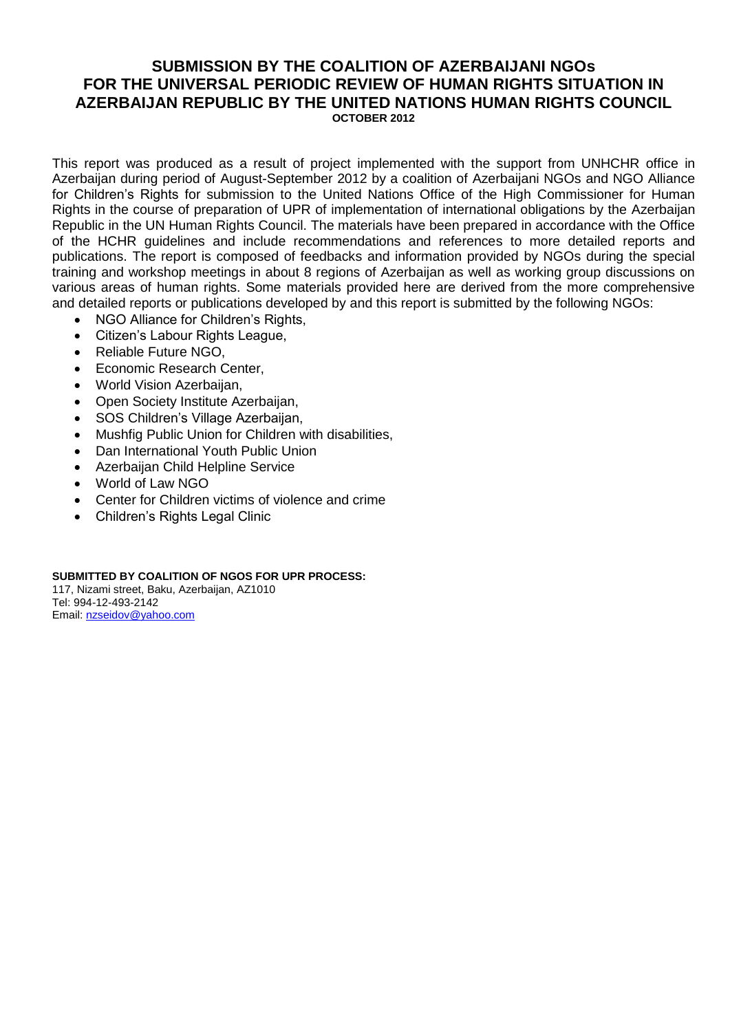# SUBMISSION BY THE COALITION OF AZERBAIJANI NGOs FOR THE UNIVERSAL PERIODIC REVIEW OF HUMAN RIGHTS SITUATION IN AZERBAIJAN REPUBLIC BY THE UNITED NATIONS HUMAN RIGHTS COUNCIL

**OCTOBER 2012**

This report was produced as a result of project implemented with the support from UNHCHR office in Azerbaijan during period of August-September 2012 by a coalition of Azerbaijani NGOs and NGO Alliance for Children's Rights for submission to the United Nations Office of the High Commissioner for Human Rights in the course of preparation of UPR of implementation of international obligations by the Azerbaijan Republic in the UN Human Rights Council. The materials have been prepared in accordance with the Office of the HCHR guidelines and include recommendations and references to more detailed reports and publications. The report is composed of feedbacks and information provided by NGOs during the special training and workshop meetings in about 8 regions of Azerbaijan as well as working group discussions on various areas of human rights. Some materials provided here are derived from the more comprehensive and detailed reports or publications developed by and this report is submitted by the following NGOs:

- NGO Alliance for Children's Rights,
- Citizen's Labour Rights League,
- Reliable Future NGO,
- Economic Research Center,
- World Vision Azerbaijan,
- Open Society Institute Azerbaijan,
- SOS Children's Village Azerbaijan,
- Mushfig Public Union for Children with disabilities,
- Dan International Youth Public Union
- Azerbaijan Child Helpline Service
- World of Law NGO
- Center for Children victims of violence and crime
- Children's Rights Legal Clinic

**SUBMITTED BY COALITION OF NGOS FOR UPR PROCESS:**

117, Nizami street, Baku, Azerbaijan, AZ1010
Tel: 994-12-493-2142
Email: nzseidov@yahoo.com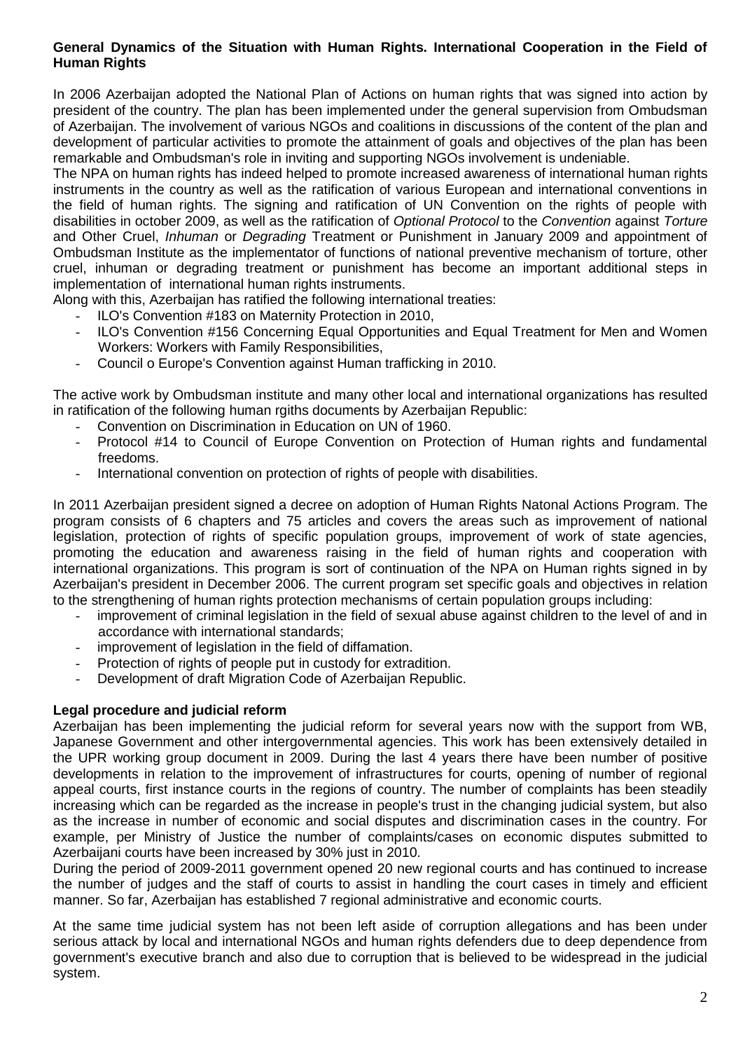**General Dynamics of the Situation with Human Rights. International Cooperation in the Field of Human Rights**

In 2006 Azerbaijan adopted the National Plan of Actions on human rights that was signed into action by president of the country. The plan has been implemented under the general supervision from Ombudsman of Azerbaijan. The involvement of various NGOs and coalitions in discussions of the content of the plan and development of particular activities to promote the attainment of goals and objectives of the plan has been remarkable and Ombudsman's role in inviting and supporting NGOs involvement is undeniable.

The NPA on human rights has indeed helped to promote increased awareness of international human rights instruments in the country as well as the ratification of various European and international conventions in the field of human rights. The signing and ratification of UN Convention on the rights of people with disabilities in october 2009, as well as the ratification of *Optional Protocol* to the *Convention* against *Torture* and Other Cruel, *Inhuman* or *Degrading* Treatment or Punishment in January 2009 and appointment of Ombudsman Institute as the implementator of functions of national preventive mechanism of torture, other cruel, inhuman or degrading treatment or punishment has become an important additional steps in implementation of international human rights instruments.

Along with this, Azerbaijan has ratified the following international treaties:

- ILO's Convention #183 on Maternity Protection in 2010,
- ILO's Convention #156 Concerning Equal Opportunities and Equal Treatment for Men and Women Workers: Workers with Family Responsibilities,
- Council o Europe's Convention against Human trafficking in 2010.

The active work by Ombudsman institute and many other local and international organizations has resulted in ratification of the following human rgiths documents by Azerbaijan Republic:

- Convention on Discrimination in Education on UN of 1960.
- Protocol #14 to Council of Europe Convention on Protection of Human rights and fundamental freedoms.
- International convention on protection of rights of people with disabilities.

In 2011 Azerbaijan president signed a decree on adoption of Human Rights Natonal Actions Program. The program consists of 6 chapters and 75 articles and covers the areas such as improvement of national legislation, protection of rights of specific population groups, improvement of work of state agencies, promoting the education and awareness raising in the field of human rights and cooperation with international organizations. This program is sort of continuation of the NPA on Human rights signed in by Azerbaijan's president in December 2006. The current program set specific goals and objectives in relation to the strengthening of human rights protection mechanisms of certain population groups including:

- improvement of criminal legislation in the field of sexual abuse against children to the level of and in accordance with international standards;
- improvement of legislation in the field of diffamation.
- Protection of rights of people put in custody for extradition.
- Development of draft Migration Code of Azerbaijan Republic.

**Legal procedure and judicial reform**

Azerbaijan has been implementing the judicial reform for several years now with the support from WB, Japanese Government and other intergovernmental agencies. This work has been extensively detailed in the UPR working group document in 2009. During the last 4 years there have been number of positive developments in relation to the improvement of infrastructures for courts, opening of number of regional appeal courts, first instance courts in the regions of country. The number of complaints has been steadily increasing which can be regarded as the increase in people's trust in the changing judicial system, but also as the increase in number of economic and social disputes and discrimination cases in the country. For example, per Ministry of Justice the number of complaints/cases on economic disputes submitted to Azerbaijani courts have been increased by 30% just in 2010.

During the period of 2009-2011 government opened 20 new regional courts and has continued to increase the number of judges and the staff of courts to assist in handling the court cases in timely and efficient manner. So far, Azerbaijan has established 7 regional administrative and economic courts.

At the same time judicial system has not been left aside of corruption allegations and has been under serious attack by local and international NGOs and human rights defenders due to deep dependence from government's executive branch and also due to corruption that is believed to be widespread in the judicial system.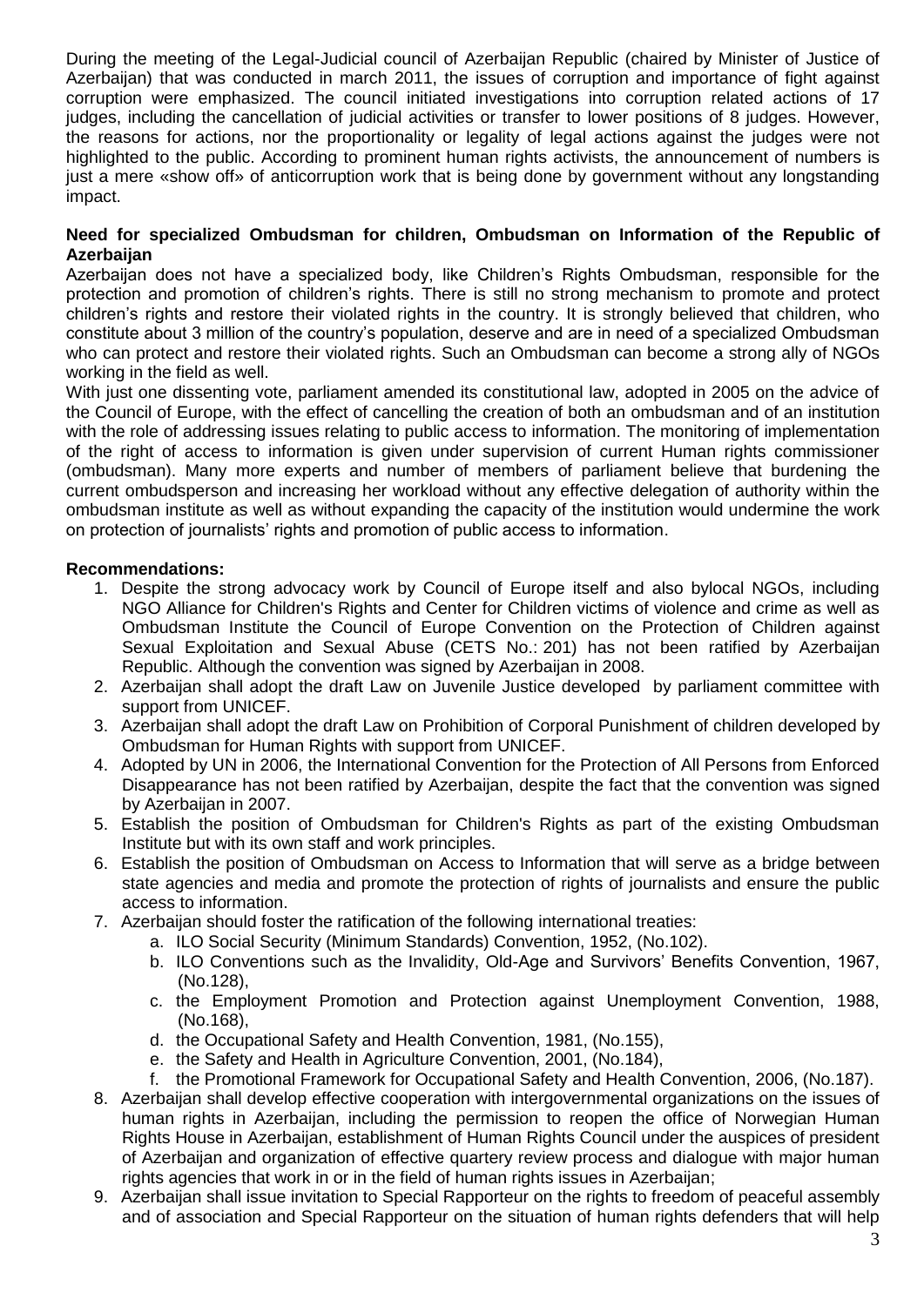During the meeting of the Legal-Judicial council of Azerbaijan Republic (chaired by Minister of Justice of Azerbaijan) that was conducted in march 2011, the issues of corruption and importance of fight against corruption were emphasized. The council initiated investigations into corruption related actions of 17 judges, including the cancellation of judicial activities or transfer to lower positions of 8 judges. However, the reasons for actions, nor the proportionality or legality of legal actions against the judges were not highlighted to the public. According to prominent human rights activists, the announcement of numbers is just a mere «show off» of anticorruption work that is being done by government without any longstanding impact.

**Need for specialized Ombudsman for children, Ombudsman on Information of the Republic of Azerbaijan**

Azerbaijan does not have a specialized body, like Children's Rights Ombudsman, responsible for the protection and promotion of children's rights. There is still no strong mechanism to promote and protect children's rights and restore their violated rights in the country. It is strongly believed that children, who constitute about 3 million of the country's population, deserve and are in need of a specialized Ombudsman who can protect and restore their violated rights. Such an Ombudsman can become a strong ally of NGOs working in the field as well.

With just one dissenting vote, parliament amended its constitutional law, adopted in 2005 on the advice of the Council of Europe, with the effect of cancelling the creation of both an ombudsman and of an institution with the role of addressing issues relating to public access to information. The monitoring of implementation of the right of access to information is given under supervision of current Human rights commissioner (ombudsman). Many more experts and number of members of parliament believe that burdening the current ombudsperson and increasing her workload without any effective delegation of authority within the ombudsman institute as well as without expanding the capacity of the institution would undermine the work on protection of journalists' rights and promotion of public access to information.

**Recommendations:**

1. Despite the strong advocacy work by Council of Europe itself and also bylocal NGOs, including NGO Alliance for Children's Rights and Center for Children victims of violence and crime as well as Ombudsman Institute the Council of Europe Convention on the Protection of Children against Sexual Exploitation and Sexual Abuse (CETS No.: 201) has not been ratified by Azerbaijan Republic. Although the convention was signed by Azerbaijan in 2008.
2. Azerbaijan shall adopt the draft Law on Juvenile Justice developed by parliament committee with support from UNICEF.
3. Azerbaijan shall adopt the draft Law on Prohibition of Corporal Punishment of children developed by Ombudsman for Human Rights with support from UNICEF.
4. Adopted by UN in 2006, the International Convention for the Protection of All Persons from Enforced Disappearance has not been ratified by Azerbaijan, despite the fact that the convention was signed by Azerbaijan in 2007.
5. Establish the position of Ombudsman for Children's Rights as part of the existing Ombudsman Institute but with its own staff and work principles.
6. Establish the position of Ombudsman on Access to Information that will serve as a bridge between state agencies and media and promote the protection of rights of journalists and ensure the public access to information.
7. Azerbaijan should foster the ratification of the following international treaties:
   a. ILO Social Security (Minimum Standards) Convention, 1952, (No.102).
   b. ILO Conventions such as the Invalidity, Old-Age and Survivors' Benefits Convention, 1967, (No.128),
   c. the Employment Promotion and Protection against Unemployment Convention, 1988, (No.168),
   d. the Occupational Safety and Health Convention, 1981, (No.155),
   e. the Safety and Health in Agriculture Convention, 2001, (No.184),
   f. the Promotional Framework for Occupational Safety and Health Convention, 2006, (No.187).
8. Azerbaijan shall develop effective cooperation with intergovernmental organizations on the issues of human rights in Azerbaijan, including the permission to reopen the office of Norwegian Human Rights House in Azerbaijan, establishment of Human Rights Council under the auspices of president of Azerbaijan and organization of effective quartery review process and dialogue with major human rights agencies that work in or in the field of human rights issues in Azerbaijan;
9. Azerbaijan shall issue invitation to Special Rapporteur on the rights to freedom of peaceful assembly and of association and Special Rapporteur on the situation of human rights defenders that will help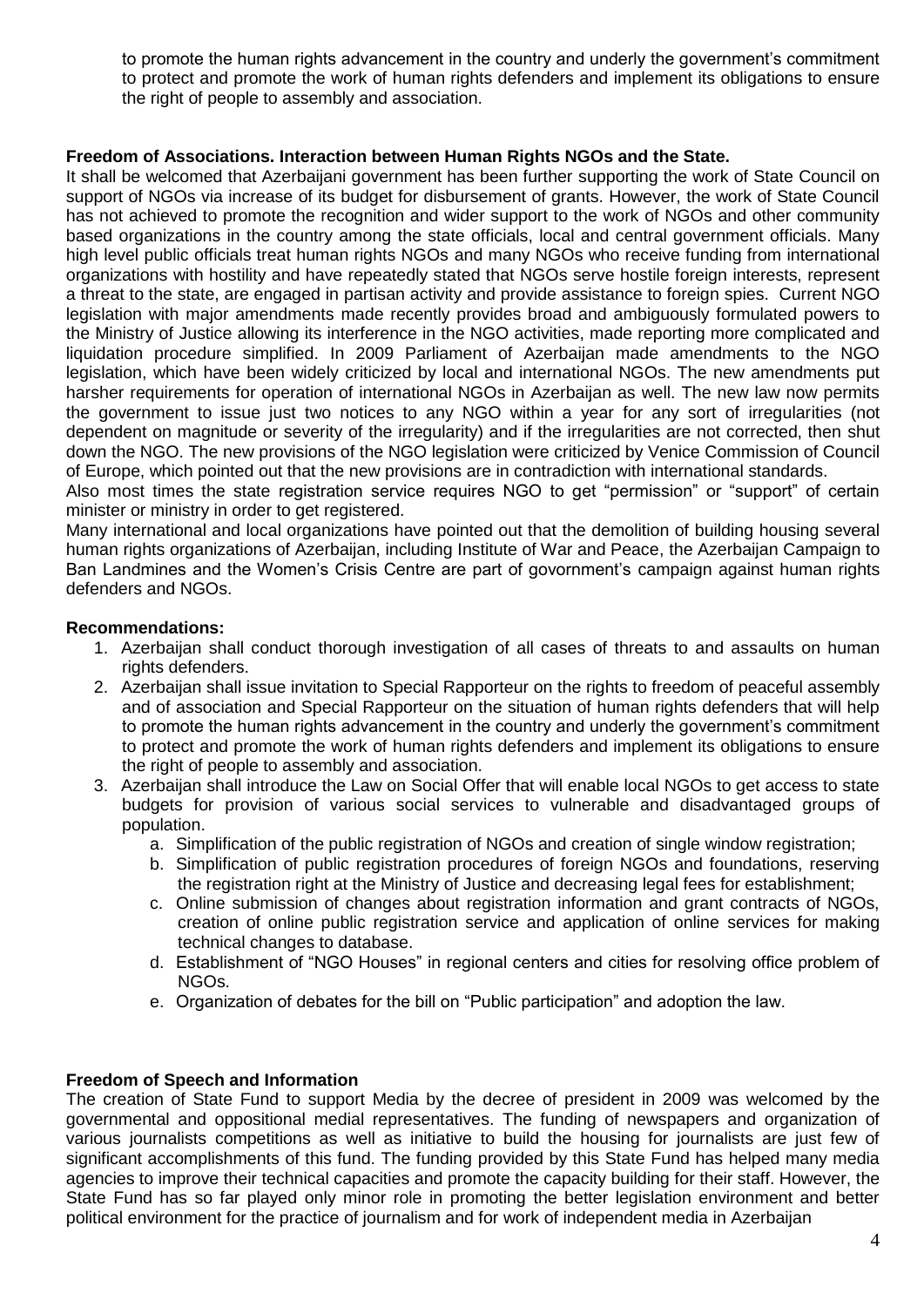to promote the human rights advancement in the country and underly the government's commitment to protect and promote the work of human rights defenders and implement its obligations to ensure the right of people to assembly and association.

**Freedom of Associations. Interaction between Human Rights NGOs and the State.**

It shall be welcomed that Azerbaijani government has been further supporting the work of State Council on support of NGOs via increase of its budget for disbursement of grants. However, the work of State Council has not achieved to promote the recognition and wider support to the work of NGOs and other community based organizations in the country among the state officials, local and central government officials. Many high level public officials treat human rights NGOs and many NGOs who receive funding from international organizations with hostility and have repeatedly stated that NGOs serve hostile foreign interests, represent a threat to the state, are engaged in partisan activity and provide assistance to foreign spies. Current NGO legislation with major amendments made recently provides broad and ambiguously formulated powers to the Ministry of Justice allowing its interference in the NGO activities, made reporting more complicated and liquidation procedure simplified. In 2009 Parliament of Azerbaijan made amendments to the NGO legislation, which have been widely criticized by local and international NGOs. The new amendments put harsher requirements for operation of international NGOs in Azerbaijan as well. The new law now permits the government to issue just two notices to any NGO within a year for any sort of irregularities (not dependent on magnitude or severity of the irregularity) and if the irregularities are not corrected, then shut down the NGO. The new provisions of the NGO legislation were criticized by Venice Commission of Council of Europe, which pointed out that the new provisions are in contradiction with international standards.

Also most times the state registration service requires NGO to get "permission" or "support" of certain minister or ministry in order to get registered.

Many international and local organizations have pointed out that the demolition of building housing several human rights organizations of Azerbaijan, including Institute of War and Peace, the Azerbaijan Campaign to Ban Landmines and the Women's Crisis Centre are part of govornment's campaign against human rights defenders and NGOs.

**Recommendations:**

1. Azerbaijan shall conduct thorough investigation of all cases of threats to and assaults on human rights defenders.
2. Azerbaijan shall issue invitation to Special Rapporteur on the rights to freedom of peaceful assembly and of association and Special Rapporteur on the situation of human rights defenders that will help to promote the human rights advancement in the country and underly the government's commitment to protect and promote the work of human rights defenders and implement its obligations to ensure the right of people to assembly and association.
3. Azerbaijan shall introduce the Law on Social Offer that will enable local NGOs to get access to state budgets for provision of various social services to vulnerable and disadvantaged groups of population.
    a. Simplification of the public registration of NGOs and creation of single window registration;
    b. Simplification of public registration procedures of foreign NGOs and foundations, reserving the registration right at the Ministry of Justice and decreasing legal fees for establishment;
    c. Online submission of changes about registration information and grant contracts of NGOs, creation of online public registration service and application of online services for making technical changes to database.
    d. Establishment of "NGO Houses" in regional centers and cities for resolving office problem of NGOs.
    e. Organization of debates for the bill on "Public participation" and adoption the law.

**Freedom of Speech and Information**

The creation of State Fund to support Media by the decree of president in 2009 was welcomed by the governmental and oppositional medial representatives. The funding of newspapers and organization of various journalists competitions as well as initiative to build the housing for journalists are just few of significant accomplishments of this fund. The funding provided by this State Fund has helped many media agencies to improve their technical capacities and promote the capacity building for their staff. However, the State Fund has so far played only minor role in promoting the better legislation environment and better political environment for the practice of journalism and for work of independent media in Azerbaijan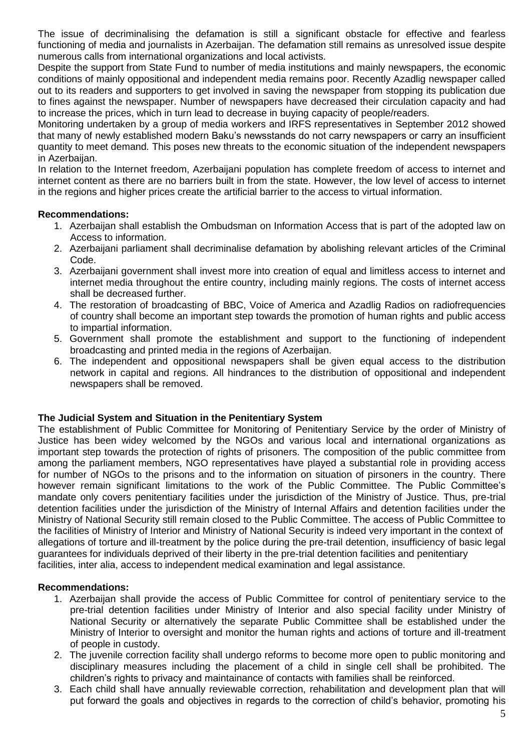The issue of decriminalising the defamation is still a significant obstacle for effective and fearless functioning of media and journalists in Azerbaijan. The defamation still remains as unresolved issue despite numerous calls from international organizations and local activists.

Despite the support from State Fund to number of media institutions and mainly newspapers, the economic conditions of mainly oppositional and independent media remains poor. Recently Azadlig newspaper called out to its readers and supporters to get involved in saving the newspaper from stopping its publication due to fines against the newspaper. Number of newspapers have decreased their circulation capacity and had to increase the prices, which in turn lead to decrease in buying capacity of people/readers.

Monitoring undertaken by a group of media workers and IRFS representatives in September 2012 showed that many of newly established modern Baku's newsstands do not carry newspapers or carry an insufficient quantity to meet demand. This poses new threats to the economic situation of the independent newspapers in Azerbaijan.

In relation to the Internet freedom, Azerbaijani population has complete freedom of access to internet and internet content as there are no barriers built in from the state. However, the low level of access to internet in the regions and higher prices create the artificial barrier to the access to virtual information.

**Recommendations:**

1. Azerbaijan shall establish the Ombudsman on Information Access that is part of the adopted law on Access to information.
2. Azerbaijani parliament shall decriminalise defamation by abolishing relevant articles of the Criminal Code.
3. Azerbaijani government shall invest more into creation of equal and limitless access to internet and internet media throughout the entire country, including mainly regions. The costs of internet access shall be decreased further.
4. The restoration of broadcasting of BBC, Voice of America and Azadlig Radios on radiofrequencies of country shall become an important step towards the promotion of human rights and public access to impartial information.
5. Government shall promote the establishment and support to the functioning of independent broadcasting and printed media in the regions of Azerbaijan.
6. The independent and oppositional newspapers shall be given equal access to the distribution network in capital and regions. All hindrances to the distribution of oppositional and independent newspapers shall be removed.

**The Judicial System and Situation in the Penitentiary System**

The establishment of Public Committee for Monitoring of Penitentiary Service by the order of Ministry of Justice has been widey welcomed by the NGOs and various local and international organizations as important step towards the protection of rights of prisoners. The composition of the public committee from among the parliament members, NGO representatives have played a substantial role in providing access for number of NGOs to the prisons and to the information on situation of pirsoners in the country. There however remain significant limitations to the work of the Public Committee. The Public Committee's mandate only covers penitentiary facilities under the jurisdiction of the Ministry of Justice. Thus, pre-trial detention facilities under the jurisdiction of the Ministry of Internal Affairs and detention facilities under the Ministry of National Security still remain closed to the Public Committee. The access of Public Committee to the facilities of Ministry of Interior and Ministry of National Security is indeed very important in the context of allegations of torture and ill-treatment by the police during the pre-trail detention, insufficiency of basic legal guarantees for individuals deprived of their liberty in the pre-trial detention facilities and penitentiary facilities, inter alia, access to independent medical examination and legal assistance.

**Recommendations:**

1. Azerbaijan shall provide the access of Public Committee for control of penitentiary service to the pre-trial detention facilities under Ministry of Interior and also special facility under Ministry of National Security or alternatively the separate Public Committee shall be established under the Ministry of Interior to oversight and monitor the human rights and actions of torture and ill-treatment of people in custody.
2. The juvenile correction facility shall undergo reforms to become more open to public monitoring and disciplinary measures including the placement of a child in single cell shall be prohibited. The children's rights to privacy and maintainance of contacts with families shall be reinforced.
3. Each child shall have annually reviewable correction, rehabilitation and development plan that will put forward the goals and objectives in regards to the correction of child's behavior, promoting his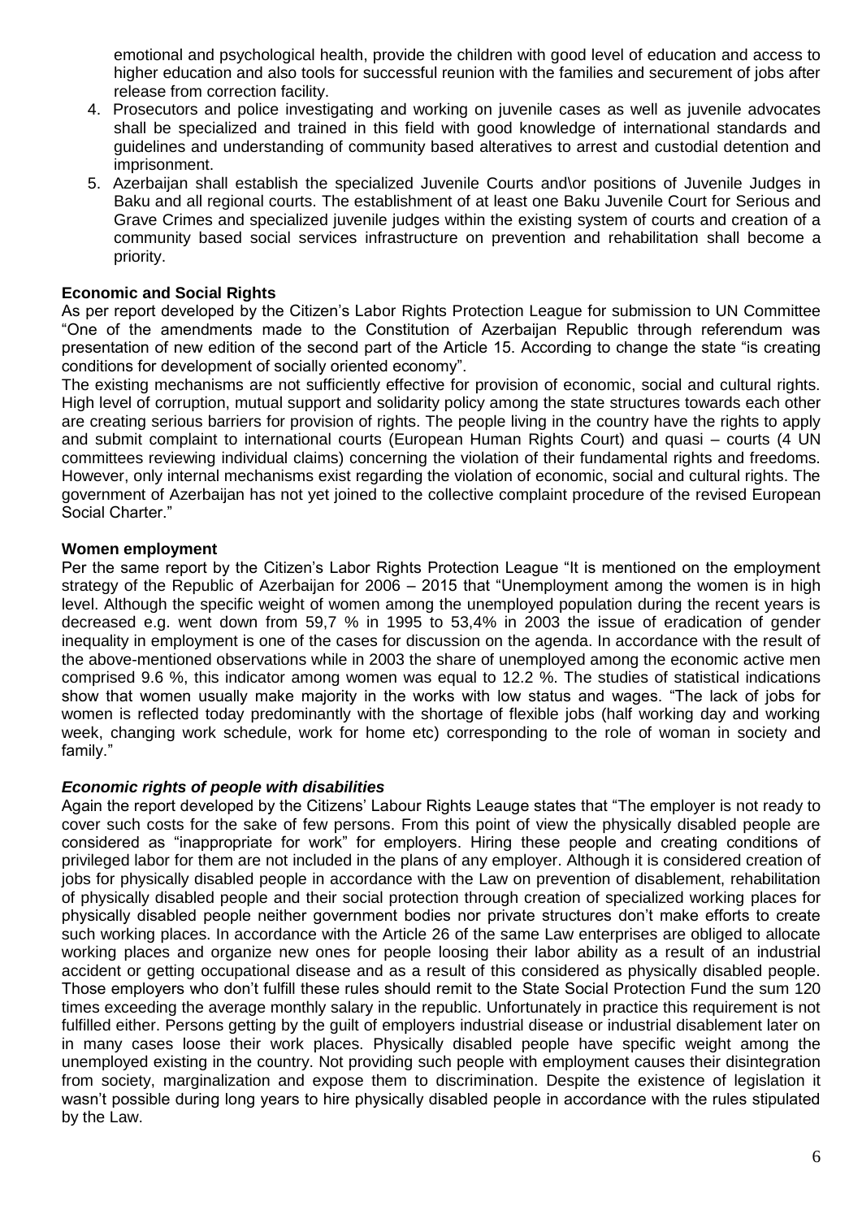emotional and psychological health, provide the children with good level of education and access to higher education and also tools for successful reunion with the families and securement of jobs after release from correction facility.

4. Prosecutors and police investigating and working on juvenile cases as well as juvenile advocates shall be specialized and trained in this field with good knowledge of international standards and guidelines and understanding of community based alteratives to arrest and custodial detention and imprisonment.
5. Azerbaijan shall establish the specialized Juvenile Courts and\or positions of Juvenile Judges in Baku and all regional courts. The establishment of at least one Baku Juvenile Court for Serious and Grave Crimes and specialized juvenile judges within the existing system of courts and creation of a community based social services infrastructure on prevention and rehabilitation shall become a priority.

**Economic and Social Rights**

As per report developed by the Citizen's Labor Rights Protection League for submission to UN Committee "One of the amendments made to the Constitution of Azerbaijan Republic through referendum was presentation of new edition of the second part of the Article 15. According to change the state "is creating conditions for development of socially oriented economy".

The existing mechanisms are not sufficiently effective for provision of economic, social and cultural rights. High level of corruption, mutual support and solidarity policy among the state structures towards each other are creating serious barriers for provision of rights. The people living in the country have the rights to apply and submit complaint to international courts (European Human Rights Court) and quasi – courts (4 UN committees reviewing individual claims) concerning the violation of their fundamental rights and freedoms. However, only internal mechanisms exist regarding the violation of economic, social and cultural rights. The government of Azerbaijan has not yet joined to the collective complaint procedure of the revised European Social Charter."

**Women employment**

Per the same report by the Citizen's Labor Rights Protection League "It is mentioned on the employment strategy of the Republic of Azerbaijan for 2006 – 2015 that "Unemployment among the women is in high level. Although the specific weight of women among the unemployed population during the recent years is decreased e.g. went down from 59,7 % in 1995 to 53,4% in 2003 the issue of eradication of gender inequality in employment is one of the cases for discussion on the agenda. In accordance with the result of the above-mentioned observations while in 2003 the share of unemployed among the economic active men comprised 9.6 %, this indicator among women was equal to 12.2 %. The studies of statistical indications show that women usually make majority in the works with low status and wages. "The lack of jobs for women is reflected today predominantly with the shortage of flexible jobs (half working day and working week, changing work schedule, work for home etc) corresponding to the role of woman in society and family."

***Economic rights of people with disabilities***

Again the report developed by the Citizens' Labour Rights Leauge states that "The employer is not ready to cover such costs for the sake of few persons. From this point of view the physically disabled people are considered as "inappropriate for work" for employers. Hiring these people and creating conditions of privileged labor for them are not included in the plans of any employer. Although it is considered creation of jobs for physically disabled people in accordance with the Law on prevention of disablement, rehabilitation of physically disabled people and their social protection through creation of specialized working places for physically disabled people neither government bodies nor private structures don't make efforts to create such working places. In accordance with the Article 26 of the same Law enterprises are obliged to allocate working places and organize new ones for people loosing their labor ability as a result of an industrial accident or getting occupational disease and as a result of this considered as physically disabled people. Those employers who don't fulfill these rules should remit to the State Social Protection Fund the sum 120 times exceeding the average monthly salary in the republic. Unfortunately in practice this requirement is not fulfilled either. Persons getting by the guilt of employers industrial disease or industrial disablement later on in many cases loose their work places. Physically disabled people have specific weight among the unemployed existing in the country. Not providing such people with employment causes their disintegration from society, marginalization and expose them to discrimination. Despite the existence of legislation it wasn't possible during long years to hire physically disabled people in accordance with the rules stipulated by the Law.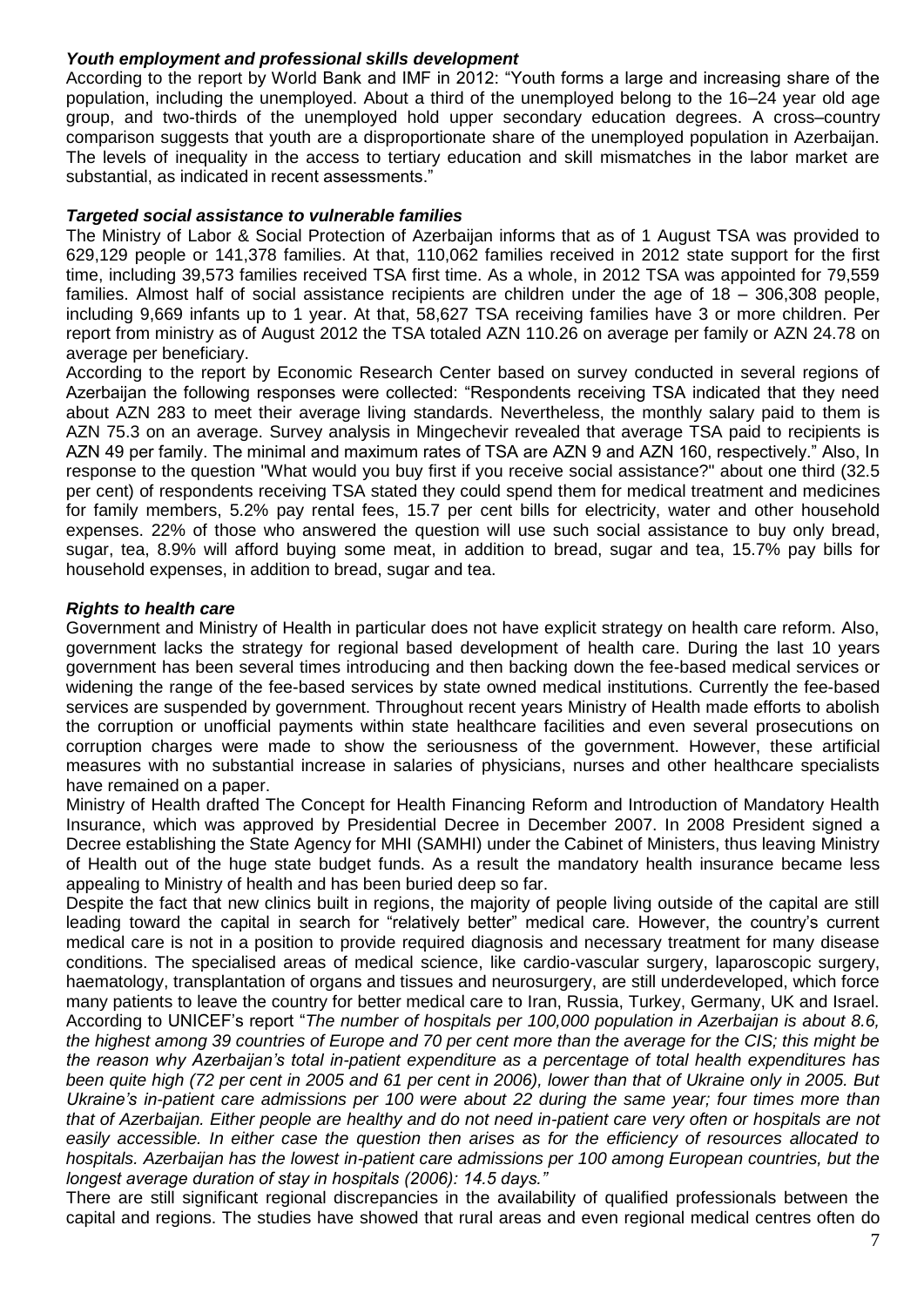### *Youth employment and professional skills development*

According to the report by World Bank and IMF in 2012: "Youth forms a large and increasing share of the population, including the unemployed. About a third of the unemployed belong to the 16–24 year old age group, and two-thirds of the unemployed hold upper secondary education degrees. A cross–country comparison suggests that youth are a disproportionate share of the unemployed population in Azerbaijan. The levels of inequality in the access to tertiary education and skill mismatches in the labor market are substantial, as indicated in recent assessments."

### *Targeted social assistance to vulnerable families*

The Ministry of Labor & Social Protection of Azerbaijan informs that as of 1 August TSA was provided to 629,129 people or 141,378 families. At that, 110,062 families received in 2012 state support for the first time, including 39,573 families received TSA first time. As a whole, in 2012 TSA was appointed for 79,559 families. Almost half of social assistance recipients are children under the age of 18 – 306,308 people, including 9,669 infants up to 1 year. At that, 58,627 TSA receiving families have 3 or more children. Per report from ministry as of August 2012 the TSA totaled AZN 110.26 on average per family or AZN 24.78 on average per beneficiary.

According to the report by Economic Research Center based on survey conducted in several regions of Azerbaijan the following responses were collected: "Respondents receiving TSA indicated that they need about AZN 283 to meet their average living standards. Nevertheless, the monthly salary paid to them is AZN 75.3 on an average. Survey analysis in Mingechevir revealed that average TSA paid to recipients is AZN 49 per family. The minimal and maximum rates of TSA are AZN 9 and AZN 160, respectively." Also, In response to the question "What would you buy first if you receive social assistance?" about one third (32.5 per cent) of respondents receiving TSA stated they could spend them for medical treatment and medicines for family members, 5.2% pay rental fees, 15.7 per cent bills for electricity, water and other household expenses. 22% of those who answered the question will use such social assistance to buy only bread, sugar, tea, 8.9% will afford buying some meat, in addition to bread, sugar and tea, 15.7% pay bills for household expenses, in addition to bread, sugar and tea.

### *Rights to health care*

Government and Ministry of Health in particular does not have explicit strategy on health care reform. Also, government lacks the strategy for regional based development of health care. During the last 10 years government has been several times introducing and then backing down the fee-based medical services or widening the range of the fee-based services by state owned medical institutions. Currently the fee-based services are suspended by government. Throughout recent years Ministry of Health made efforts to abolish the corruption or unofficial payments within state healthcare facilities and even several prosecutions on corruption charges were made to show the seriousness of the government. However, these artificial measures with no substantial increase in salaries of physicians, nurses and other healthcare specialists have remained on a paper.

Ministry of Health drafted The Concept for Health Financing Reform and Introduction of Mandatory Health Insurance, which was approved by Presidential Decree in December 2007. In 2008 President signed a Decree establishing the State Agency for MHI (SAMHI) under the Cabinet of Ministers, thus leaving Ministry of Health out of the huge state budget funds. As a result the mandatory health insurance became less appealing to Ministry of health and has been buried deep so far.

Despite the fact that new clinics built in regions, the majority of people living outside of the capital are still leading toward the capital in search for "relatively better" medical care. However, the country's current medical care is not in a position to provide required diagnosis and necessary treatment for many disease conditions. The specialised areas of medical science, like cardio-vascular surgery, laparoscopic surgery, haematology, transplantation of organs and tissues and neurosurgery, are still underdeveloped, which force many patients to leave the country for better medical care to Iran, Russia, Turkey, Germany, UK and Israel. According to UNICEF's report "*The number of hospitals per 100,000 population in Azerbaijan is about 8.6, the highest among 39 countries of Europe and 70 per cent more than the average for the CIS; this might be the reason why Azerbaijan's total in-patient expenditure as a percentage of total health expenditures has been quite high (72 per cent in 2005 and 61 per cent in 2006), lower than that of Ukraine only in 2005. But Ukraine's in-patient care admissions per 100 were about 22 during the same year; four times more than that of Azerbaijan. Either people are healthy and do not need in-patient care very often or hospitals are not easily accessible. In either case the question then arises as for the efficiency of resources allocated to hospitals. Azerbaijan has the lowest in-patient care admissions per 100 among European countries, but the longest average duration of stay in hospitals (2006): 14.5 days.*"

There are still significant regional discrepancies in the availability of qualified professionals between the capital and regions. The studies have showed that rural areas and even regional medical centres often do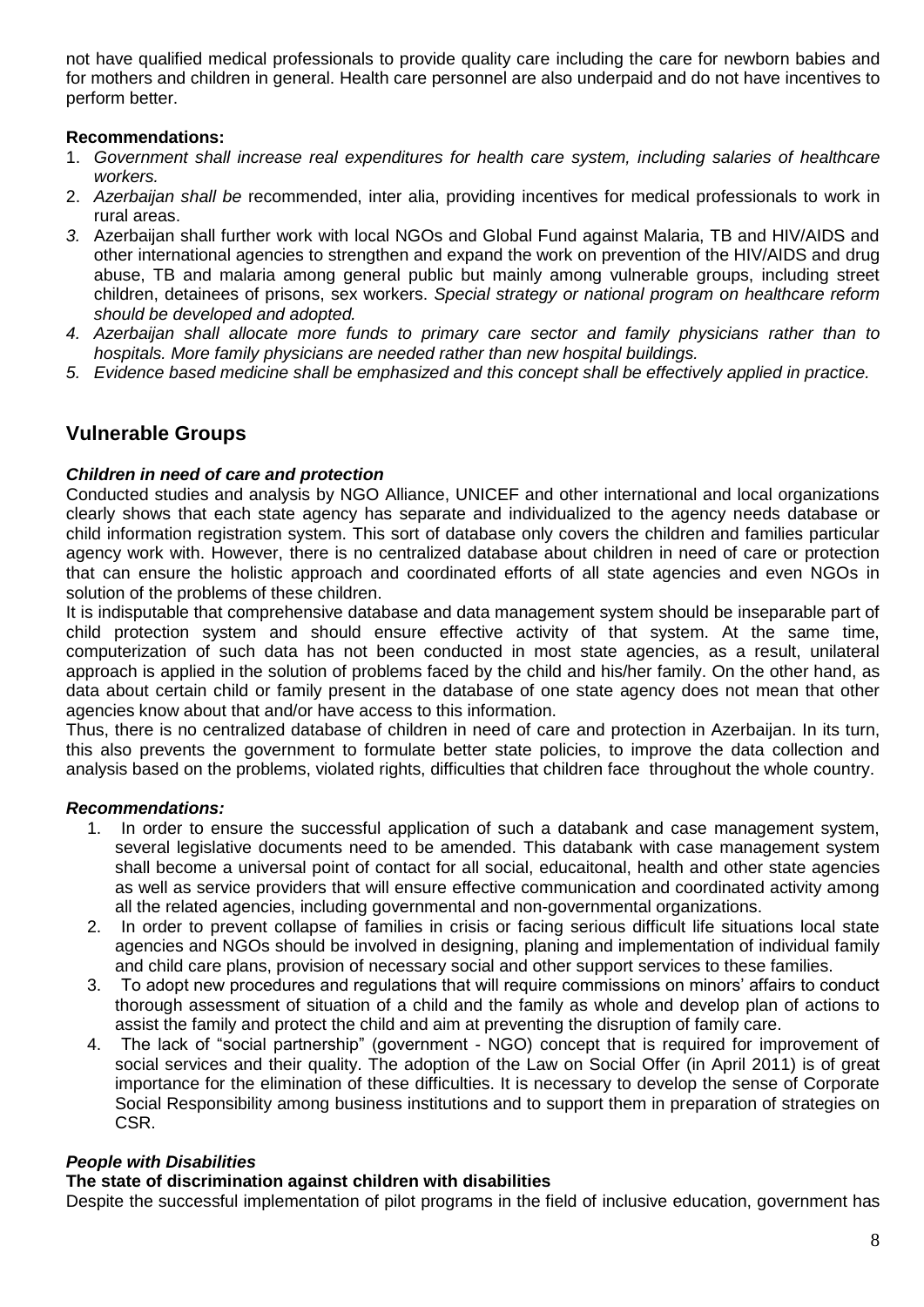not have qualified medical professionals to provide quality care including the care for newborn babies and for mothers and children in general. Health care personnel are also underpaid and do not have incentives to perform better.

**Recommendations:**

1. *Government shall increase real expenditures for health care system, including salaries of healthcare workers.*
2. *Azerbaijan shall be* recommended, inter alia, providing incentives for medical professionals to work in rural areas.
3. Azerbaijan shall further work with local NGOs and Global Fund against Malaria, TB and HIV/AIDS and other international agencies to strengthen and expand the work on prevention of the HIV/AIDS and drug abuse, TB and malaria among general public but mainly among vulnerable groups, including street children, detainees of prisons, sex workers. *Special strategy or national program on healthcare reform should be developed and adopted.*
4. *Azerbaijan shall allocate more funds to primary care sector and family physicians rather than to hospitals. More family physicians are needed rather than new hospital buildings.*
5. *Evidence based medicine shall be emphasized and this concept shall be effectively applied in practice.*

## Vulnerable Groups

### *Children in need of care and protection*

Conducted studies and analysis by NGO Alliance, UNICEF and other international and local organizations clearly shows that each state agency has separate and individualized to the agency needs database or child information registration system. This sort of database only covers the children and families particular agency work with. However, there is no centralized database about children in need of care or protection that can ensure the holistic approach and coordinated efforts of all state agencies and even NGOs in solution of the problems of these children.

It is indisputable that comprehensive database and data management system should be inseparable part of child protection system and should ensure effective activity of that system. At the same time, computerization of such data has not been conducted in most state agencies, as a result, unilateral approach is applied in the solution of problems faced by the child and his/her family. On the other hand, as data about certain child or family present in the database of one state agency does not mean that other agencies know about that and/or have access to this information.

Thus, there is no centralized database of children in need of care and protection in Azerbaijan. In its turn, this also prevents the government to formulate better state policies, to improve the data collection and analysis based on the problems, violated rights, difficulties that children face throughout the whole country.

***Recommendations:***

1. In order to ensure the successful application of such a databank and case management system, several legislative documents need to be amended. This databank with case management system shall become a universal point of contact for all social, educaitonal, health and other state agencies as well as service providers that will ensure effective communication and coordinated activity among all the related agencies, including governmental and non-governmental organizations.
2. In order to prevent collapse of families in crisis or facing serious difficult life situations local state agencies and NGOs should be involved in designing, planing and implementation of individual family and child care plans, provision of necessary social and other support services to these families.
3. To adopt new procedures and regulations that will require commissions on minors' affairs to conduct thorough assessment of situation of a child and the family as whole and develop plan of actions to assist the family and protect the child and aim at preventing the disruption of family care.
4. The lack of "social partnership" (government - NGO) concept that is required for improvement of social services and their quality. The adoption of the Law on Social Offer (in April 2011) is of great importance for the elimination of these difficulties. It is necessary to develop the sense of Corporate Social Responsibility among business institutions and to support them in preparation of strategies on CSR.

### *People with Disabilities*

**The state of discrimination against children with disabilities**

Despite the successful implementation of pilot programs in the field of inclusive education, government has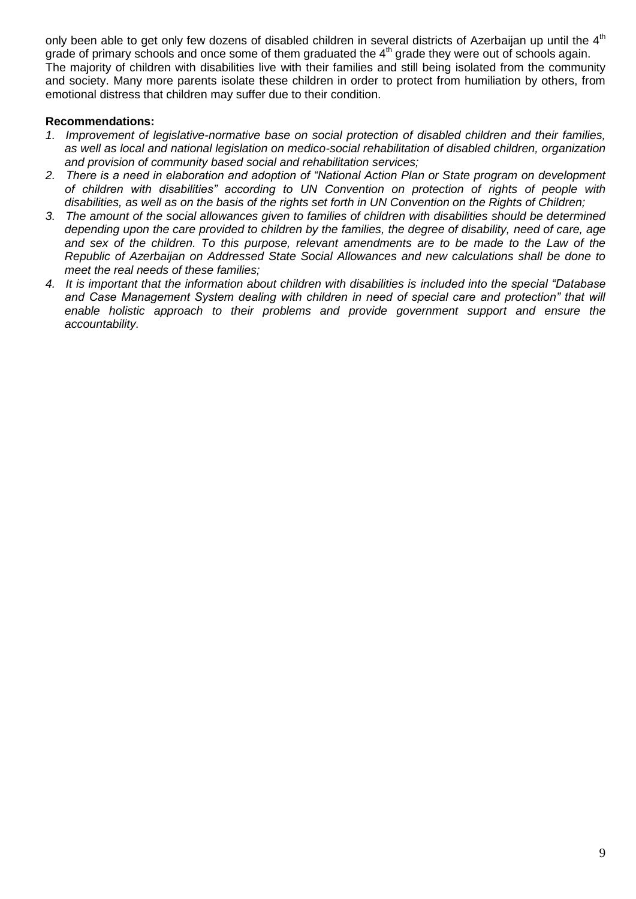only been able to get only few dozens of disabled children in several districts of Azerbaijan up until the 4th grade of primary schools and once some of them graduated the 4th grade they were out of schools again.
The majority of children with disabilities live with their families and still being isolated from the community and society. Many more parents isolate these children in order to protect from humiliation by others, from emotional distress that children may suffer due to their condition.

**Recommendations:**

1. *Improvement of legislative-normative base on social protection of disabled children and their families, as well as local and national legislation on medico-social rehabilitation of disabled children, organization and provision of community based social and rehabilitation services;*
2. *There is a need in elaboration and adoption of "National Action Plan or State program on development of children with disabilities" according to UN Convention on protection of rights of people with disabilities, as well as on the basis of the rights set forth in UN Convention on the Rights of Children;*
3. *The amount of the social allowances given to families of children with disabilities should be determined depending upon the care provided to children by the families, the degree of disability, need of care, age and sex of the children. To this purpose, relevant amendments are to be made to the Law of the Republic of Azerbaijan on Addressed State Social Allowances and new calculations shall be done to meet the real needs of these families;*
4. *It is important that the information about children with disabilities is included into the special "Database and Case Management System dealing with children in need of special care and protection" that will enable holistic approach to their problems and provide government support and ensure the accountability.*